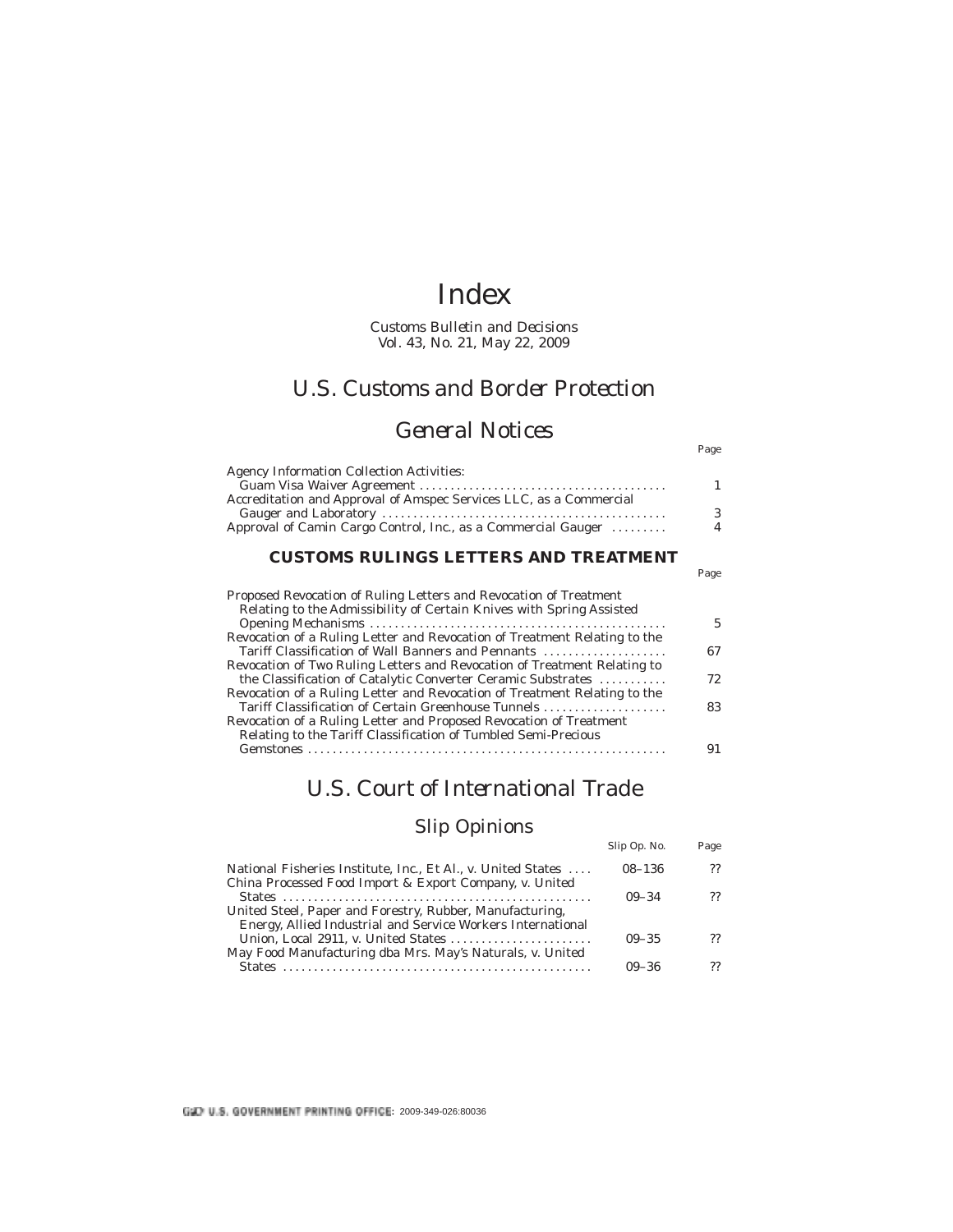# Index

*Customs Bulletin and Decisions*
*Vol. 43, No. 21, May 22, 2009*

## *U.S. Customs and Border Protection*

### *General Notices*

| | Page |
|---|---|
| Agency Information Collection Activities: Guam Visa Waiver Agreement | 1 |
| Accreditation and Approval of Amspec Services LLC, as a Commercial Gauger and Laboratory | 3 |
| Approval of Camin Cargo Control, Inc., as a Commercial Gauger | 4 |

### CUSTOMS RULINGS LETTERS AND TREATMENT

| | Page |
|---|---|
| Proposed Revocation of Ruling Letters and Revocation of Treatment Relating to the Admissibility of Certain Knives with Spring Assisted Opening Mechanisms | 5 |
| Revocation of a Ruling Letter and Revocation of Treatment Relating to the Tariff Classification of Wall Banners and Pennants | 67 |
| Revocation of Two Ruling Letters and Revocation of Treatment Relating to the Classification of Catalytic Converter Ceramic Substrates | 72 |
| Revocation of a Ruling Letter and Revocation of Treatment Relating to the Tariff Classification of Certain Greenhouse Tunnels | 83 |
| Revocation of a Ruling Letter and Proposed Revocation of Treatment Relating to the Tariff Classification of Tumbled Semi-Precious Gemstones | 91 |

## *U.S. Court of International Trade*

### *Slip Opinions*

| | Slip Op. No. | Page |
|---|---|---|
| National Fisheries Institute, Inc., Et Al., v. United States | 08–136 | ?? |
| China Processed Food Import & Export Company, v. United States | 09–34 | ?? |
| United Steel, Paper and Forestry, Rubber, Manufacturing, Energy, Allied Industrial and Service Workers International Union, Local 2911, v. United States | 09–35 | ?? |
| May Food Manufacturing dba Mrs. May's Naturals, v. United States | 09–36 | ?? |

U.S. GOVERNMENT PRINTING OFFICE: 2009-349-026:80036